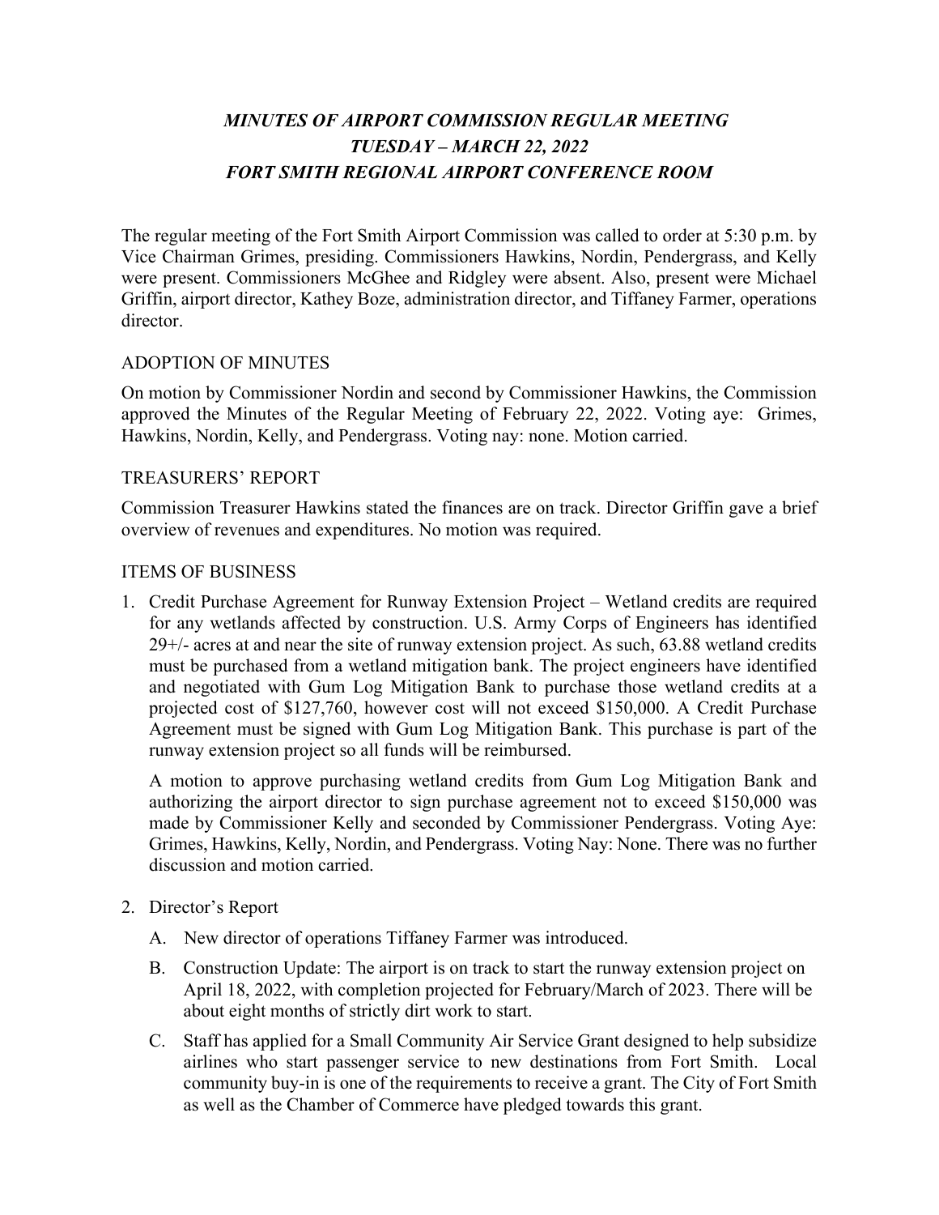# *MINUTES OF AIRPORT COMMISSION REGULAR MEETING*
# *TUESDAY – MARCH 22, 2022*
# *FORT SMITH REGIONAL AIRPORT CONFERENCE ROOM*

The regular meeting of the Fort Smith Airport Commission was called to order at 5:30 p.m. by Vice Chairman Grimes, presiding. Commissioners Hawkins, Nordin, Pendergrass, and Kelly were present. Commissioners McGhee and Ridgley were absent. Also, present were Michael Griffin, airport director, Kathey Boze, administration director, and Tiffaney Farmer, operations director.

## ADOPTION OF MINUTES

On motion by Commissioner Nordin and second by Commissioner Hawkins, the Commission approved the Minutes of the Regular Meeting of February 22, 2022. Voting aye: Grimes, Hawkins, Nordin, Kelly, and Pendergrass. Voting nay: none. Motion carried.

## TREASURERS' REPORT

Commission Treasurer Hawkins stated the finances are on track. Director Griffin gave a brief overview of revenues and expenditures. No motion was required.

## ITEMS OF BUSINESS

1. Credit Purchase Agreement for Runway Extension Project – Wetland credits are required for any wetlands affected by construction. U.S. Army Corps of Engineers has identified 29+/- acres at and near the site of runway extension project. As such, 63.88 wetland credits must be purchased from a wetland mitigation bank. The project engineers have identified and negotiated with Gum Log Mitigation Bank to purchase those wetland credits at a projected cost of $127,760, however cost will not exceed $150,000. A Credit Purchase Agreement must be signed with Gum Log Mitigation Bank. This purchase is part of the runway extension project so all funds will be reimbursed.

   A motion to approve purchasing wetland credits from Gum Log Mitigation Bank and authorizing the airport director to sign purchase agreement not to exceed $150,000 was made by Commissioner Kelly and seconded by Commissioner Pendergrass. Voting Aye: Grimes, Hawkins, Kelly, Nordin, and Pendergrass. Voting Nay: None. There was no further discussion and motion carried.

2. Director's Report

   A. New director of operations Tiffaney Farmer was introduced.

   B. Construction Update: The airport is on track to start the runway extension project on April 18, 2022, with completion projected for February/March of 2023. There will be about eight months of strictly dirt work to start.

   C. Staff has applied for a Small Community Air Service Grant designed to help subsidize airlines who start passenger service to new destinations from Fort Smith. Local community buy-in is one of the requirements to receive a grant. The City of Fort Smith as well as the Chamber of Commerce have pledged towards this grant.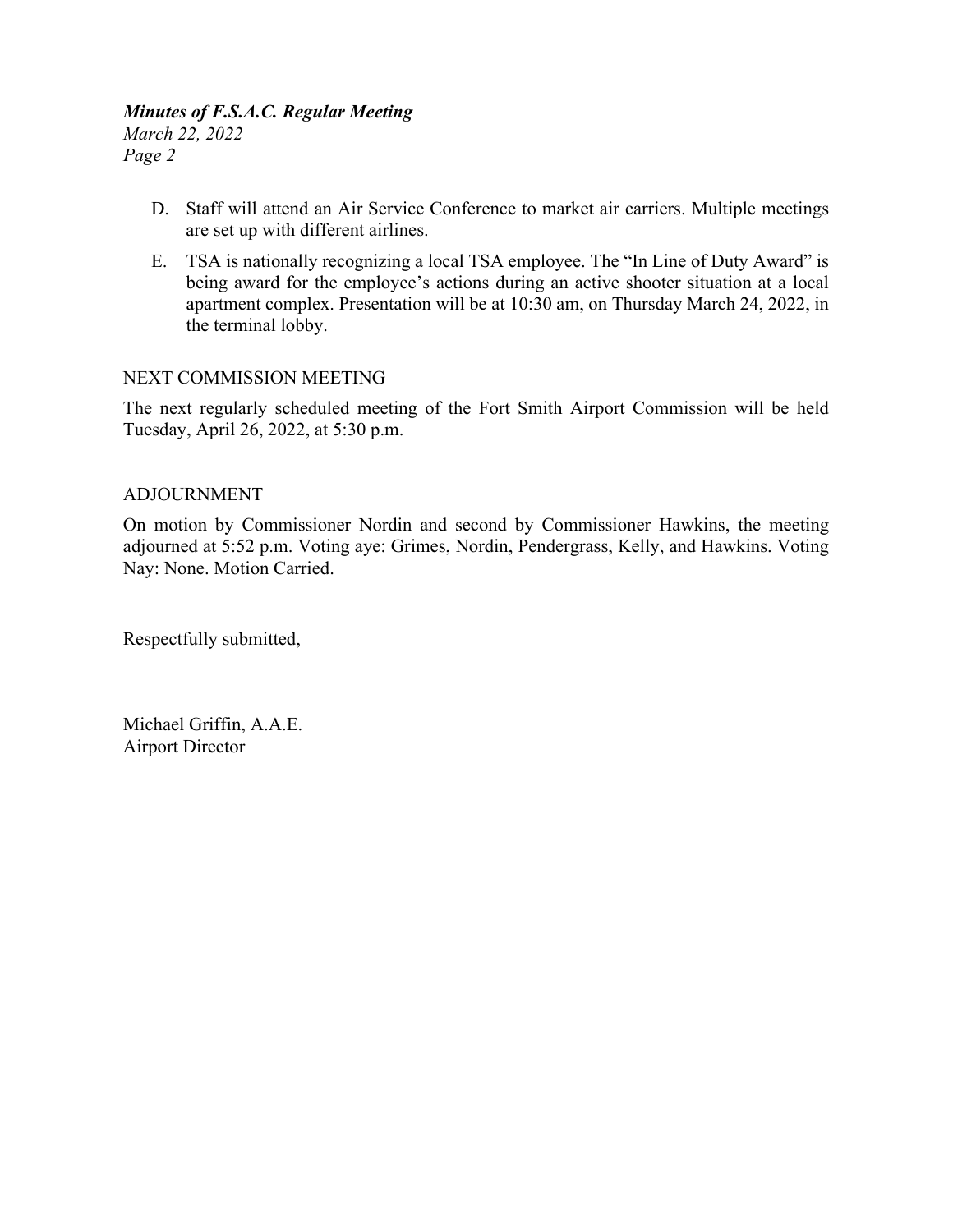D. Staff will attend an Air Service Conference to market air carriers. Multiple meetings are set up with different airlines.

E. TSA is nationally recognizing a local TSA employee. The "In Line of Duty Award" is being award for the employee's actions during an active shooter situation at a local apartment complex. Presentation will be at 10:30 am, on Thursday March 24, 2022, in the terminal lobby.

## NEXT COMMISSION MEETING

The next regularly scheduled meeting of the Fort Smith Airport Commission will be held Tuesday, April 26, 2022, at 5:30 p.m.

## ADJOURNMENT

On motion by Commissioner Nordin and second by Commissioner Hawkins, the meeting adjourned at 5:52 p.m. Voting aye: Grimes, Nordin, Pendergrass, Kelly, and Hawkins. Voting Nay: None. Motion Carried.

Respectfully submitted,

Michael Griffin, A.A.E.
Airport Director